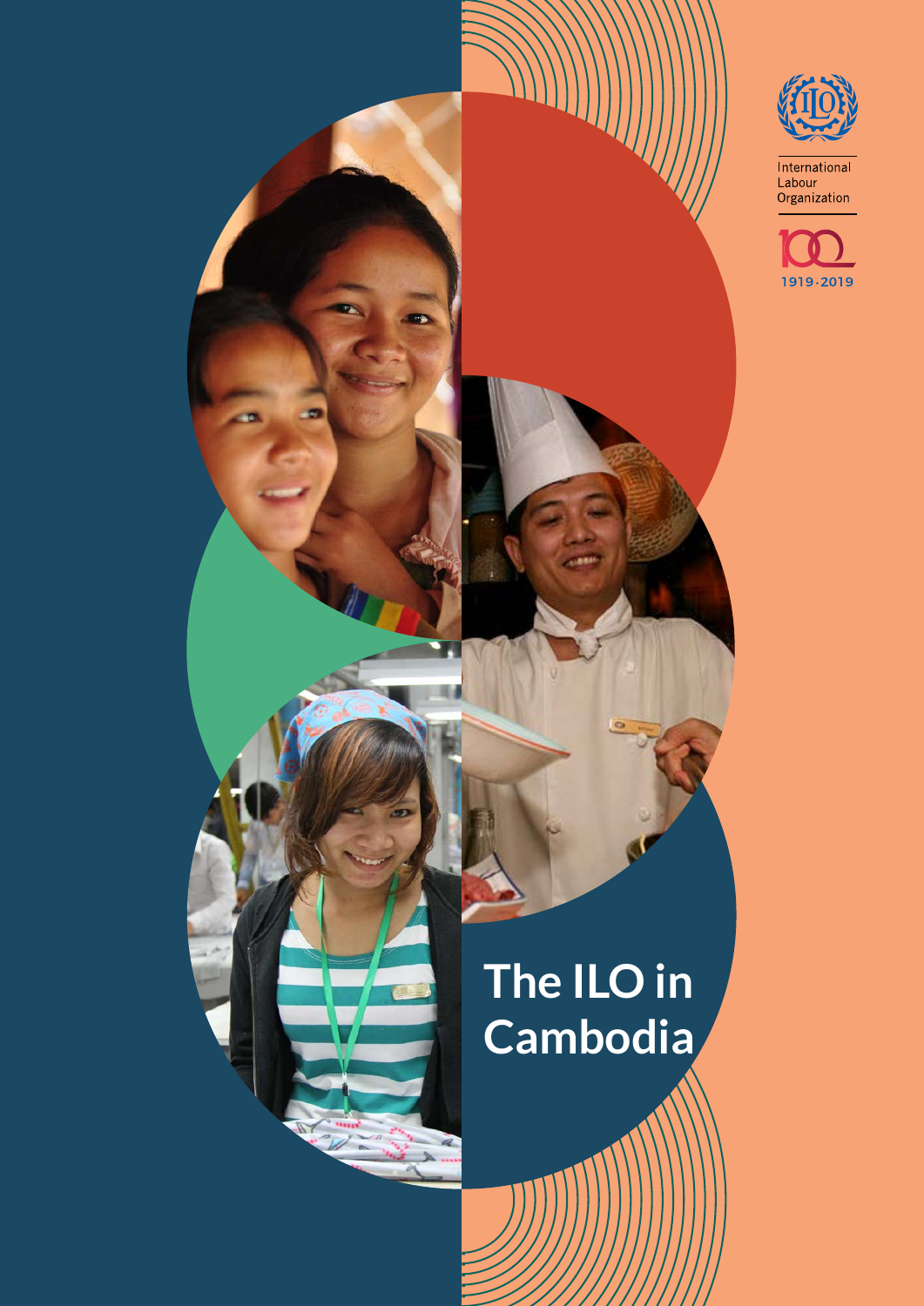International Labour Organization

1919-2019

# The ILO in Cambodia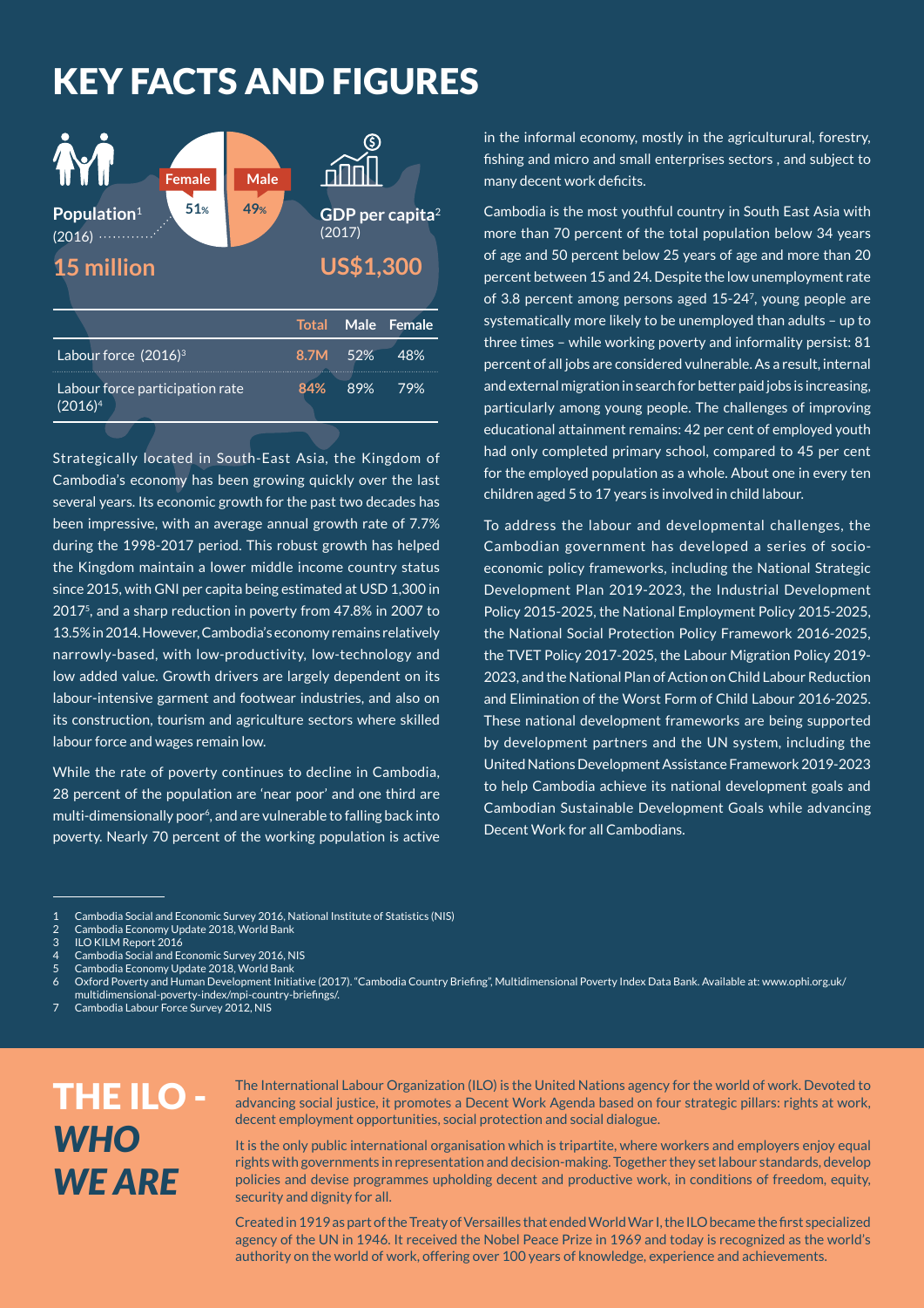# KEY FACTS AND FIGURES

**Population**[1] (2016)

**15 million**

Female 51%

Male 49%

**GDP per capita**[2] (2017)

**US$1,300**

| | Total | Male | Female |
|---|---|---|---|
| Labour force (2016)[3] | 8.7M | 52% | 48% |
| Labour force participation rate (2016)[4] | 84% | 89% | 79% |

Strategically located in South-East Asia, the Kingdom of Cambodia's economy has been growing quickly over the last several years. Its economic growth for the past two decades has been impressive, with an average annual growth rate of 7.7% during the 1998-2017 period. This robust growth has helped the Kingdom maintain a lower middle income country status since 2015, with GNI per capita being estimated at USD 1,300 in 2017[5], and a sharp reduction in poverty from 47.8% in 2007 to 13.5% in 2014. However, Cambodia's economy remains relatively narrowly-based, with low-productivity, low-technology and low added value. Growth drivers are largely dependent on its labour-intensive garment and footwear industries, and also on its construction, tourism and agriculture sectors where skilled labour force and wages remain low.

While the rate of poverty continues to decline in Cambodia, 28 percent of the population are 'near poor' and one third are multi-dimensionally poor[6], and are vulnerable to falling back into poverty. Nearly 70 percent of the working population is active in the informal economy, mostly in the agriculturural, forestry, fishing and micro and small enterprises sectors , and subject to many decent work deficits.

Cambodia is the most youthful country in South East Asia with more than 70 percent of the total population below 34 years of age and 50 percent below 25 years of age and more than 20 percent between 15 and 24. Despite the low unemployment rate of 3.8 percent among persons aged 15-24[7], young people are systematically more likely to be unemployed than adults – up to three times – while working poverty and informality persist: 81 percent of all jobs are considered vulnerable. As a result, internal and external migration in search for better paid jobs is increasing, particularly among young people. The challenges of improving educational attainment remains: 42 per cent of employed youth had only completed primary school, compared to 45 per cent for the employed population as a whole. About one in every ten children aged 5 to 17 years is involved in child labour.

To address the labour and developmental challenges, the Cambodian government has developed a series of socio-economic policy frameworks, including the National Strategic Development Plan 2019-2023, the Industrial Development Policy 2015-2025, the National Employment Policy 2015-2025, the National Social Protection Policy Framework 2016-2025, the TVET Policy 2017-2025, the Labour Migration Policy 2019-2023, and the National Plan of Action on Child Labour Reduction and Elimination of the Worst Form of Child Labour 2016-2025. These national development frameworks are being supported by development partners and the UN system, including the United Nations Development Assistance Framework 2019-2023 to help Cambodia achieve its national development goals and Cambodian Sustainable Development Goals while advancing Decent Work for all Cambodians.

---

1 Cambodia Social and Economic Survey 2016, National Institute of Statistics (NIS)
2 Cambodia Economy Update 2018, World Bank
3 ILO KILM Report 2016
4 Cambodia Social and Economic Survey 2016, NIS
5 Cambodia Economy Update 2018, World Bank
6 Oxford Poverty and Human Development Initiative (2017). "Cambodia Country Briefing", Multidimensional Poverty Index Data Bank. Available at: www.ophi.org.uk/multidimensional-poverty-index/mpi-country-briefings/.
7 Cambodia Labour Force Survey 2012, NIS

# THE ILO - *WHO WE ARE*

The International Labour Organization (ILO) is the United Nations agency for the world of work. Devoted to advancing social justice, it promotes a Decent Work Agenda based on four strategic pillars: rights at work, decent employment opportunities, social protection and social dialogue.

It is the only public international organisation which is tripartite, where workers and employers enjoy equal rights with governments in representation and decision-making. Together they set labour standards, develop policies and devise programmes upholding decent and productive work, in conditions of freedom, equity, security and dignity for all.

Created in 1919 as part of the Treaty of Versailles that ended World War I, the ILO became the first specialized agency of the UN in 1946. It received the Nobel Peace Prize in 1969 and today is recognized as the world's authority on the world of work, offering over 100 years of knowledge, experience and achievements.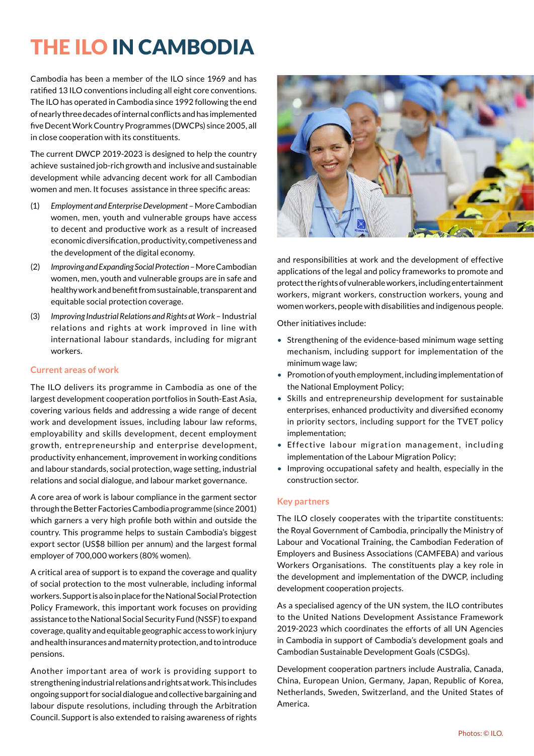# THE ILO IN CAMBODIA

Cambodia has been a member of the ILO since 1969 and has ratified 13 ILO conventions including all eight core conventions. The ILO has operated in Cambodia since 1992 following the end of nearly three decades of internal conflicts and has implemented five Decent Work Country Programmes (DWCPs) since 2005, all in close cooperation with its constituents.

The current DWCP 2019-2023 is designed to help the country achieve sustained job-rich growth and inclusive and sustainable development while advancing decent work for all Cambodian women and men. It focuses assistance in three specific areas:

(1) *Employment and Enterprise Development* – More Cambodian women, men, youth and vulnerable groups have access to decent and productive work as a result of increased economic diversification, productivity, competiveness and the development of the digital economy.

(2) *Improving and Expanding Social Protection* – More Cambodian women, men, youth and vulnerable groups are in safe and healthy work and benefit from sustainable, transparent and equitable social protection coverage.

(3) *Improving Industrial Relations and Rights at Work* – Industrial relations and rights at work improved in line with international labour standards, including for migrant workers.

## Current areas of work

The ILO delivers its programme in Cambodia as one of the largest development cooperation portfolios in South-East Asia, covering various fields and addressing a wide range of decent work and development issues, including labour law reforms, employability and skills development, decent employment growth, entrepreneurship and enterprise development, productivity enhancement, improvement in working conditions and labour standards, social protection, wage setting, industrial relations and social dialogue, and labour market governance.

A core area of work is labour compliance in the garment sector through the Better Factories Cambodia programme (since 2001) which garners a very high profile both within and outside the country. This programme helps to sustain Cambodia's biggest export sector (US$8 billion per annum) and the largest formal employer of 700,000 workers (80% women).

A critical area of support is to expand the coverage and quality of social protection to the most vulnerable, including informal workers. Support is also in place for the National Social Protection Policy Framework, this important work focuses on providing assistance to the National Social Security Fund (NSSF) to expand coverage, quality and equitable geographic access to work injury and health insurances and maternity protection, and to introduce pensions.

Another important area of work is providing support to strengthening industrial relations and rights at work. This includes ongoing support for social dialogue and collective bargaining and labour dispute resolutions, including through the Arbitration Council. Support is also extended to raising awareness of rights and responsibilities at work and the development of effective applications of the legal and policy frameworks to promote and protect the rights of vulnerable workers, including entertainment workers, migrant workers, construction workers, young and women workers, people with disabilities and indigenous people.

Other initiatives include:

- Strengthening of the evidence-based minimum wage setting mechanism, including support for implementation of the minimum wage law;
- Promotion of youth employment, including implementation of the National Employment Policy;
- Skills and entrepreneurship development for sustainable enterprises, enhanced productivity and diversified economy in priority sectors, including support for the TVET policy implementation;
- Effective labour migration management, including implementation of the Labour Migration Policy;
- Improving occupational safety and health, especially in the construction sector.

## Key partners

The ILO closely cooperates with the tripartite constituents: the Royal Government of Cambodia, principally the Ministry of Labour and Vocational Training, the Cambodian Federation of Employers and Business Associations (CAMFEBA) and various Workers Organisations. The constituents play a key role in the development and implementation of the DWCP, including development cooperation projects.

As a specialised agency of the UN system, the ILO contributes to the United Nations Development Assistance Framework 2019-2023 which coordinates the efforts of all UN Agencies in Cambodia in support of Cambodia's development goals and Cambodian Sustainable Development Goals (CSDGs).

Development cooperation partners include Australia, Canada, China, European Union, Germany, Japan, Republic of Korea, Netherlands, Sweden, Switzerland, and the United States of America.

Photos: © ILO.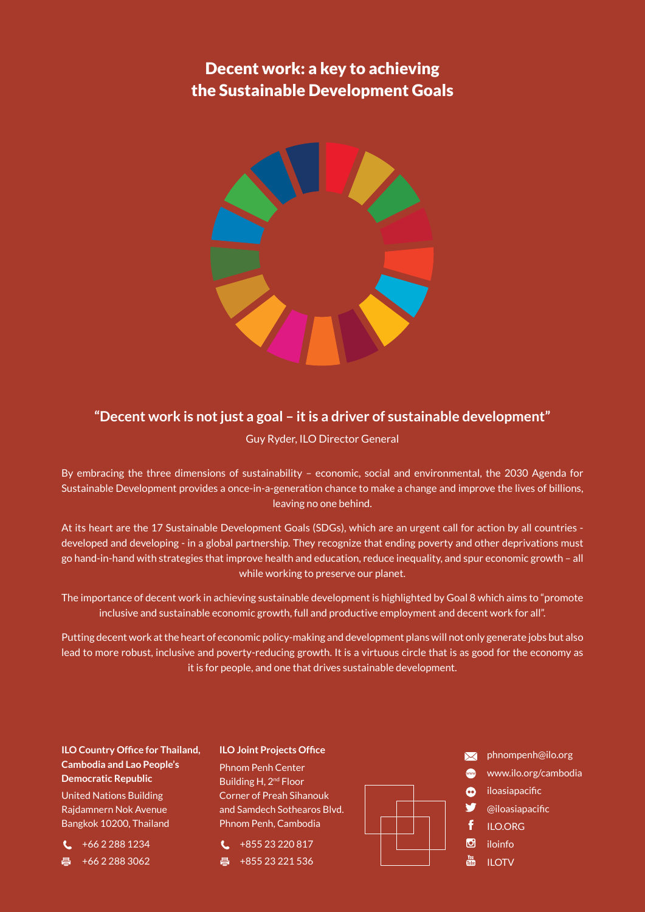# Decent work: a key to achieving the Sustainable Development Goals

**"Decent work is not just a goal – it is a driver of sustainable development"**

Guy Ryder, ILO Director General

By embracing the three dimensions of sustainability – economic, social and environmental, the 2030 Agenda for Sustainable Development provides a once-in-a-generation chance to make a change and improve the lives of billions, leaving no one behind.

At its heart are the 17 Sustainable Development Goals (SDGs), which are an urgent call for action by all countries - developed and developing - in a global partnership. They recognize that ending poverty and other deprivations must go hand-in-hand with strategies that improve health and education, reduce inequality, and spur economic growth – all while working to preserve our planet.

The importance of decent work in achieving sustainable development is highlighted by Goal 8 which aims to "promote inclusive and sustainable economic growth, full and productive employment and decent work for all".

Putting decent work at the heart of economic policy-making and development plans will not only generate jobs but also lead to more robust, inclusive and poverty-reducing growth. It is a virtuous circle that is as good for the economy as it is for people, and one that drives sustainable development.

**ILO Country Office for Thailand, Cambodia and Lao People's Democratic Republic**

United Nations Building
Rajdamnern Nok Avenue
Bangkok 10200, Thailand

+66 2 288 1234
+66 2 288 3062

**ILO Joint Projects Office**

Phnom Penh Center
Building H, 2nd Floor
Corner of Preah Sihanouk
and Samdech Sothearos Blvd.
Phnom Penh, Cambodia

+855 23 220 817
+855 23 221 536

phnompenh@ilo.org
www.ilo.org/cambodia
iloasiapacific
@iloasiapacific
ILO.ORG
iloinfo
ILOTV